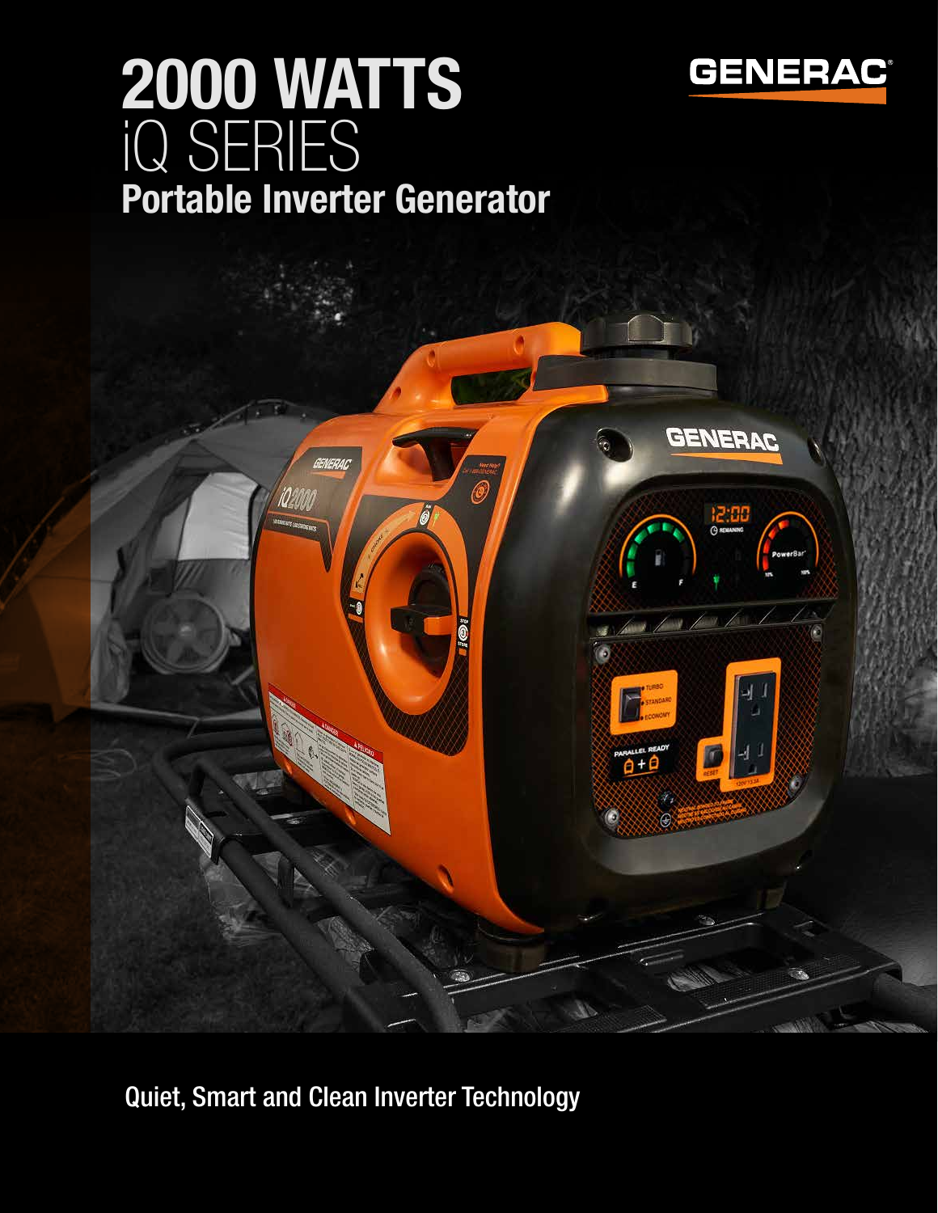# 2000 WATTS
## iQ SERIES
### Portable Inverter Generator

GENERAC

Quiet, Smart and Clean Inverter Technology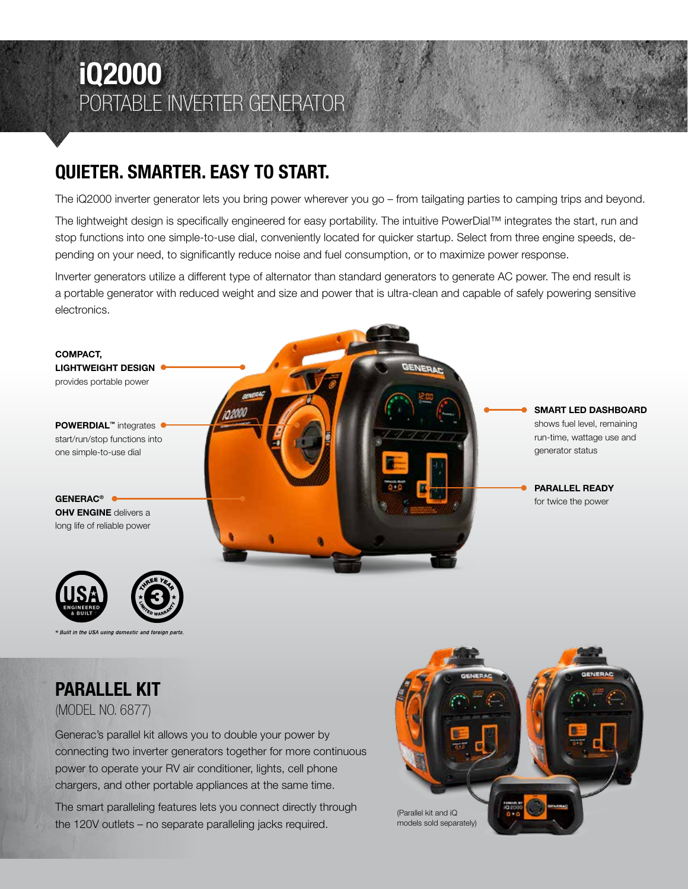# iQ2000

PORTABLE INVERTER GENERATOR

## QUIETER. SMARTER. EASY TO START.

The iQ2000 inverter generator lets you bring power wherever you go – from tailgating parties to camping trips and beyond.

The lightweight design is specifically engineered for easy portability. The intuitive PowerDial™ integrates the start, run and stop functions into one simple-to-use dial, conveniently located for quicker startup. Select from three engine speeds, depending on your need, to significantly reduce noise and fuel consumption, or to maximize power response.

Inverter generators utilize a different type of alternator than standard generators to generate AC power. The end result is a portable generator with reduced weight and size and power that is ultra-clean and capable of safely powering sensitive electronics.

**COMPACT, LIGHTWEIGHT DESIGN** provides portable power

**POWERDIAL™** integrates start/run/stop functions into one simple-to-use dial

**GENERAC® OHV ENGINE** delivers a long life of reliable power

**SMART LED DASHBOARD** shows fuel level, remaining run-time, wattage use and generator status

**PARALLEL READY** for twice the power

USA ENGINEERED & BUILT

THREE YEAR LIMITED WARRANTY

*\* Built in the USA using domestic and foreign parts.*

## PARALLEL KIT

(MODEL NO. 6877)

Generac's parallel kit allows you to double your power by connecting two inverter generators together for more continuous power to operate your RV air conditioner, lights, cell phone chargers, and other portable appliances at the same time.

The smart paralleling features lets you connect directly through the 120V outlets – no separate paralleling jacks required.

(Parallel kit and iQ models sold separately)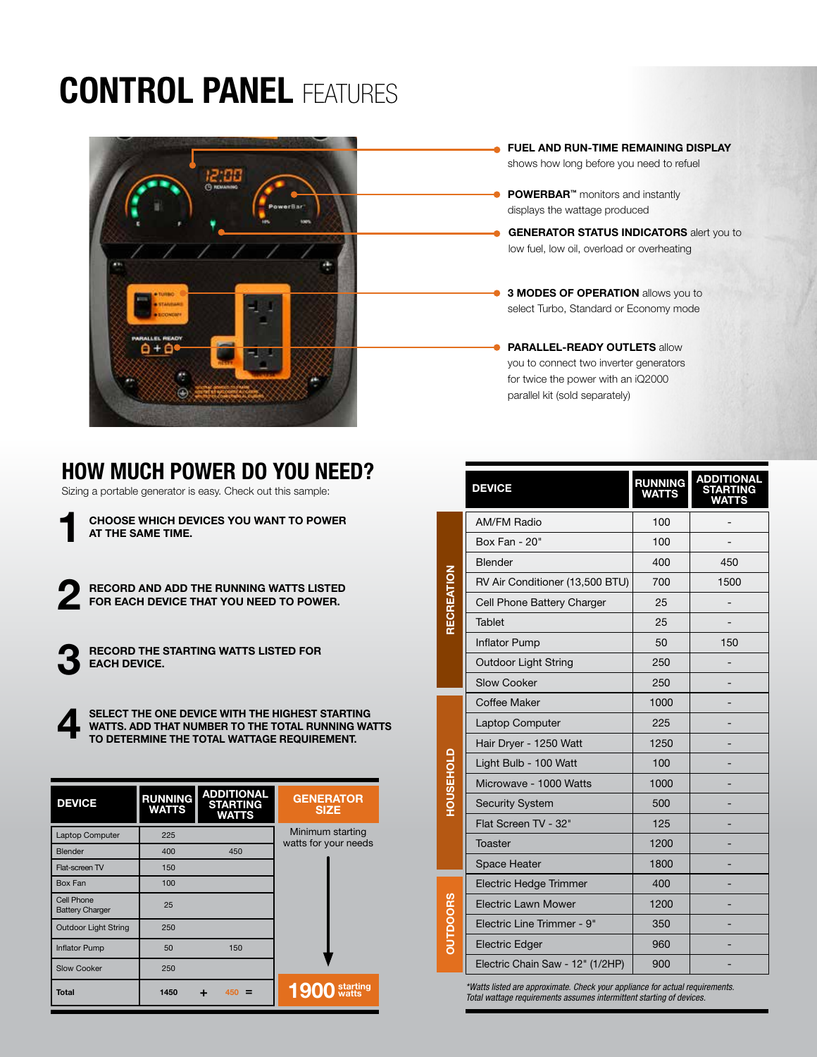# CONTROL PANEL FEATURES

**FUEL AND RUN-TIME REMAINING DISPLAY** shows how long before you need to refuel

**POWERBAR™** monitors and instantly displays the wattage produced

**GENERATOR STATUS INDICATORS** alert you to low fuel, low oil, overload or overheating

**3 MODES OF OPERATION** allows you to select Turbo, Standard or Economy mode

**PARALLEL-READY OUTLETS** allow you to connect two inverter generators for twice the power with an iQ2000 parallel kit (sold separately)

## HOW MUCH POWER DO YOU NEED?

Sizing a portable generator is easy. Check out this sample:

1. **CHOOSE WHICH DEVICES YOU WANT TO POWER AT THE SAME TIME.**
2. **RECORD AND ADD THE RUNNING WATTS LISTED FOR EACH DEVICE THAT YOU NEED TO POWER.**
3. **RECORD THE STARTING WATTS LISTED FOR EACH DEVICE.**
4. **SELECT THE ONE DEVICE WITH THE HIGHEST STARTING WATTS. ADD THAT NUMBER TO THE TOTAL RUNNING WATTS TO DETERMINE THE TOTAL WATTAGE REQUIREMENT.**

| DEVICE | RUNNING WATTS | ADDITIONAL STARTING WATTS | GENERATOR SIZE |
|---|---|---|---|
| Laptop Computer | 225 | | Minimum starting watts for your needs |
| Blender | 400 | 450 | |
| Flat-screen TV | 150 | | |
| Box Fan | 100 | | |
| Cell Phone Battery Charger | 25 | | |
| Outdoor Light String | 250 | | |
| Inflator Pump | 50 | 150 | |
| Slow Cooker | 250 | | |
| **Total** | 1450 + | 450 = | **1900 starting watts** |

| | DEVICE | RUNNING WATTS | ADDITIONAL STARTING WATTS |
|---|---|---|---|
| RECREATION | AM/FM Radio | 100 | - |
| | Box Fan - 20" | 100 | - |
| | Blender | 400 | 450 |
| | RV Air Conditioner (13,500 BTU) | 700 | 1500 |
| | Cell Phone Battery Charger | 25 | - |
| | Tablet | 25 | - |
| | Inflator Pump | 50 | 150 |
| | Outdoor Light String | 250 | - |
| | Slow Cooker | 250 | - |
| HOUSEHOLD | Coffee Maker | 1000 | - |
| | Laptop Computer | 225 | - |
| | Hair Dryer - 1250 Watt | 1250 | - |
| | Light Bulb - 100 Watt | 100 | - |
| | Microwave - 1000 Watts | 1000 | - |
| | Security System | 500 | - |
| | Flat Screen TV - 32" | 125 | - |
| | Toaster | 1200 | - |
| | Space Heater | 1800 | - |
| OUTDOORS | Electric Hedge Trimmer | 400 | - |
| | Electric Lawn Mower | 1200 | - |
| | Electric Line Trimmer - 9" | 350 | - |
| | Electric Edger | 960 | - |
| | Electric Chain Saw - 12" (1/2HP) | 900 | - |

*\*Watts listed are approximate. Check your appliance for actual requirements. Total wattage requirements assumes intermittent starting of devices.*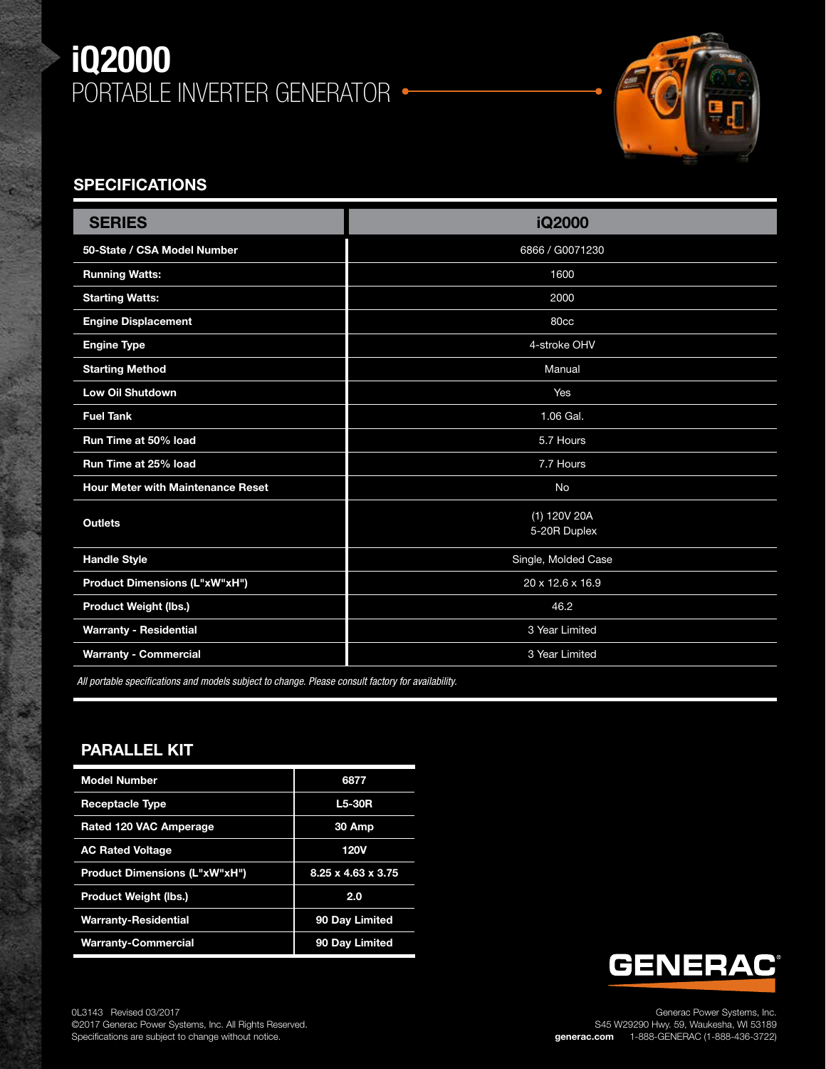# iQ2000

PORTABLE INVERTER GENERATOR

## SPECIFICATIONS

| SERIES | iQ2000 |
|---|---|
| 50-State / CSA Model Number | 6866 / G0071230 |
| Running Watts: | 1600 |
| Starting Watts: | 2000 |
| Engine Displacement | 80cc |
| Engine Type | 4-stroke OHV |
| Starting Method | Manual |
| Low Oil Shutdown | Yes |
| Fuel Tank | 1.06 Gal. |
| Run Time at 50% load | 5.7 Hours |
| Run Time at 25% load | 7.7 Hours |
| Hour Meter with Maintenance Reset | No |
| Outlets | (1) 120V 20A 5-20R Duplex |
| Handle Style | Single, Molded Case |
| Product Dimensions (L"xW"xH") | 20 x 12.6 x 16.9 |
| Product Weight (lbs.) | 46.2 |
| Warranty - Residential | 3 Year Limited |
| Warranty - Commercial | 3 Year Limited |

*All portable specifications and models subject to change. Please consult factory for availability.*

## PARALLEL KIT

| | |
|---|---|
| Model Number | 6877 |
| Receptacle Type | L5-30R |
| Rated 120 VAC Amperage | 30 Amp |
| AC Rated Voltage | 120V |
| Product Dimensions (L"xW"xH") | 8.25 x 4.63 x 3.75 |
| Product Weight (lbs.) | 2.0 |
| Warranty-Residential | 90 Day Limited |
| Warranty-Commercial | 90 Day Limited |

GENERAC

0L3143 Revised 03/2017
©2017 Generac Power Systems, Inc. All Rights Reserved.
Specifications are subject to change without notice.

Generac Power Systems, Inc.
S45 W29290 Hwy. 59, Waukesha, WI 53189
**generac.com** 1-888-GENERAC (1-888-436-3722)